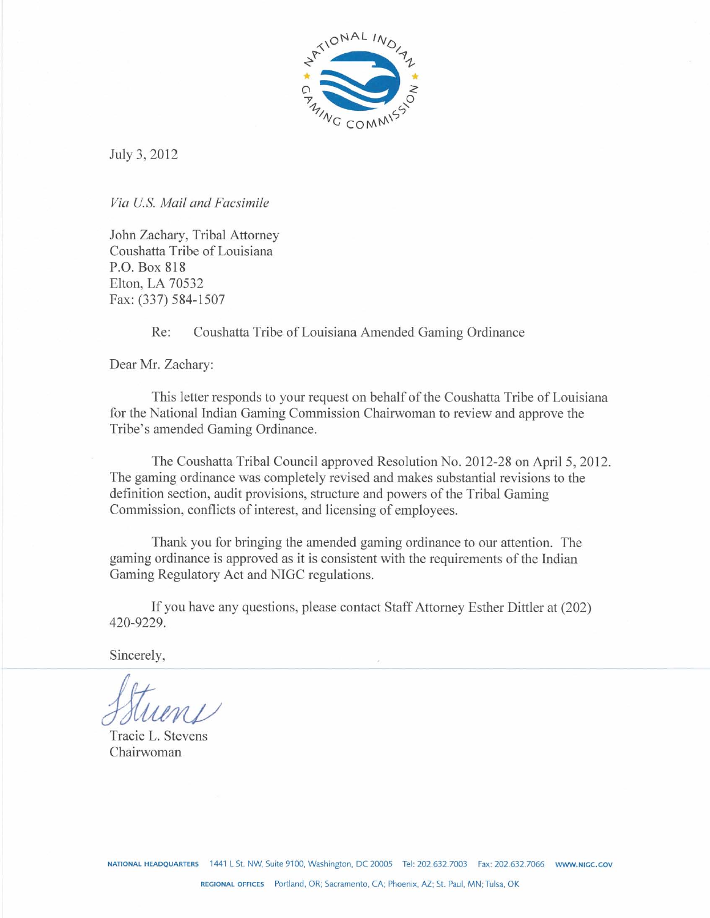July 3, 2012

*Via U.S. Mail and Facsimile*

John Zachary, Tribal Attorney
Coushatta Tribe of Louisiana
P.O. Box 818
Elton, LA 70532
Fax: (337) 584-1507

Re: Coushatta Tribe of Louisiana Amended Gaming Ordinance

Dear Mr. Zachary:

This letter responds to your request on behalf of the Coushatta Tribe of Louisiana for the National Indian Gaming Commission Chairwoman to review and approve the Tribe's amended Gaming Ordinance.

The Coushatta Tribal Council approved Resolution No. 2012-28 on April 5, 2012. The gaming ordinance was completely revised and makes substantial revisions to the definition section, audit provisions, structure and powers of the Tribal Gaming Commission, conflicts of interest, and licensing of employees.

Thank you for bringing the amended gaming ordinance to our attention. The gaming ordinance is approved as it is consistent with the requirements of the Indian Gaming Regulatory Act and NIGC regulations.

If you have any questions, please contact Staff Attorney Esther Dittler at (202) 420-9229.

Sincerely,

Tracie L. Stevens
Chairwoman

NATIONAL HEADQUARTERS 1441 L St. NW, Suite 9100, Washington, DC 20005 Tel: 202.632.7003 Fax: 202.632.7066 WWW.NIGC.GOV

REGIONAL OFFICES Portland, OR; Sacramento, CA; Phoenix, AZ; St. Paul, MN; Tulsa, OK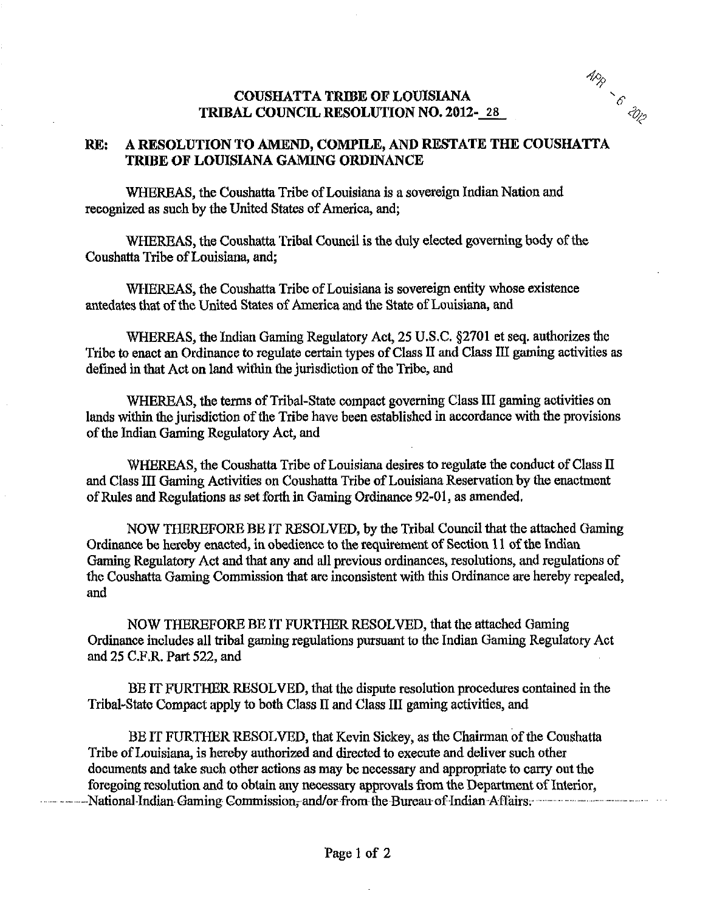APR - 6 2012

# COUSHATTA TRIBE OF LOUISIANA
# TRIBAL COUNCIL RESOLUTION NO. 2012-28

## RE: A RESOLUTION TO AMEND, COMPILE, AND RESTATE THE COUSHATTA TRIBE OF LOUISIANA GAMING ORDINANCE

WHEREAS, the Coushatta Tribe of Louisiana is a sovereign Indian Nation and recognized as such by the United States of America, and;

WHEREAS, the Coushatta Tribal Council is the duly elected governing body of the Coushatta Tribe of Louisiana, and;

WHEREAS, the Coushatta Tribe of Louisiana is sovereign entity whose existence antedates that of the United States of America and the State of Louisiana, and

WHEREAS, the Indian Gaming Regulatory Act, 25 U.S.C. §2701 et seq. authorizes the Tribe to enact an Ordinance to regulate certain types of Class II and Class III gaming activities as defined in that Act on land within the jurisdiction of the Tribe, and

WHEREAS, the terms of Tribal-State compact governing Class III gaming activities on lands within the jurisdiction of the Tribe have been established in accordance with the provisions of the Indian Gaming Regulatory Act, and

WHEREAS, the Coushatta Tribe of Louisiana desires to regulate the conduct of Class II and Class III Gaming Activities on Coushatta Tribe of Louisiana Reservation by the enactment of Rules and Regulations as set forth in Gaming Ordinance 92-01, as amended.

NOW THEREFORE BE IT RESOLVED, by the Tribal Council that the attached Gaming Ordinance be hereby enacted, in obedience to the requirement of Section 11 of the Indian Gaming Regulatory Act and that any and all previous ordinances, resolutions, and regulations of the Coushatta Gaming Commission that are inconsistent with this Ordinance are hereby repealed, and

NOW THEREFORE BE IT FURTHER RESOLVED, that the attached Gaming Ordinance includes all tribal gaming regulations pursuant to the Indian Gaming Regulatory Act and 25 C.F.R. Part 522, and

BE IT FURTHER RESOLVED, that the dispute resolution procedures contained in the Tribal-State Compact apply to both Class II and Class III gaming activities, and

BE IT FURTHER RESOLVED, that Kevin Sickey, as the Chairman of the Coushatta Tribe of Louisiana, is hereby authorized and directed to execute and deliver such other documents and take such other actions as may be necessary and appropriate to carry out the foregoing resolution and to obtain any necessary approvals from the Department of Interior, National Indian Gaming Commission, and/or from the Bureau of Indian Affairs.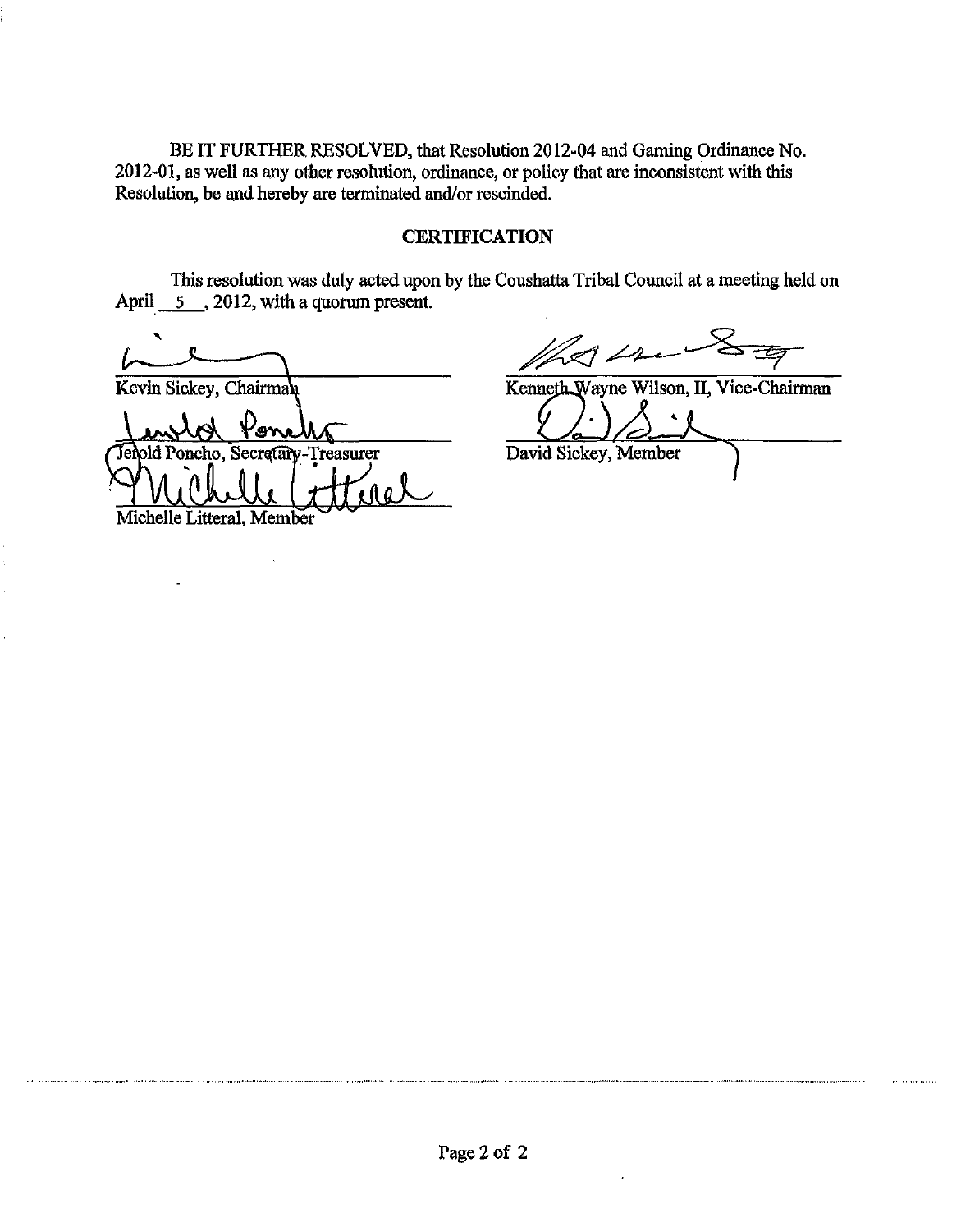BE IT FURTHER RESOLVED, that Resolution 2012-04 and Gaming Ordinance No. 2012-01, as well as any other resolution, ordinance, or policy that are inconsistent with this Resolution, be and hereby are terminated and/or rescinded.

## CERTIFICATION

This resolution was duly acted upon by the Coushatta Tribal Council at a meeting held on April 5, 2012, with a quorum present.

Kevin Sickey, Chairman

Kenneth Wayne Wilson, II, Vice-Chairman

Jerold Poncho, Secretary-Treasurer

David Sickey, Member

Michelle Litteral, Member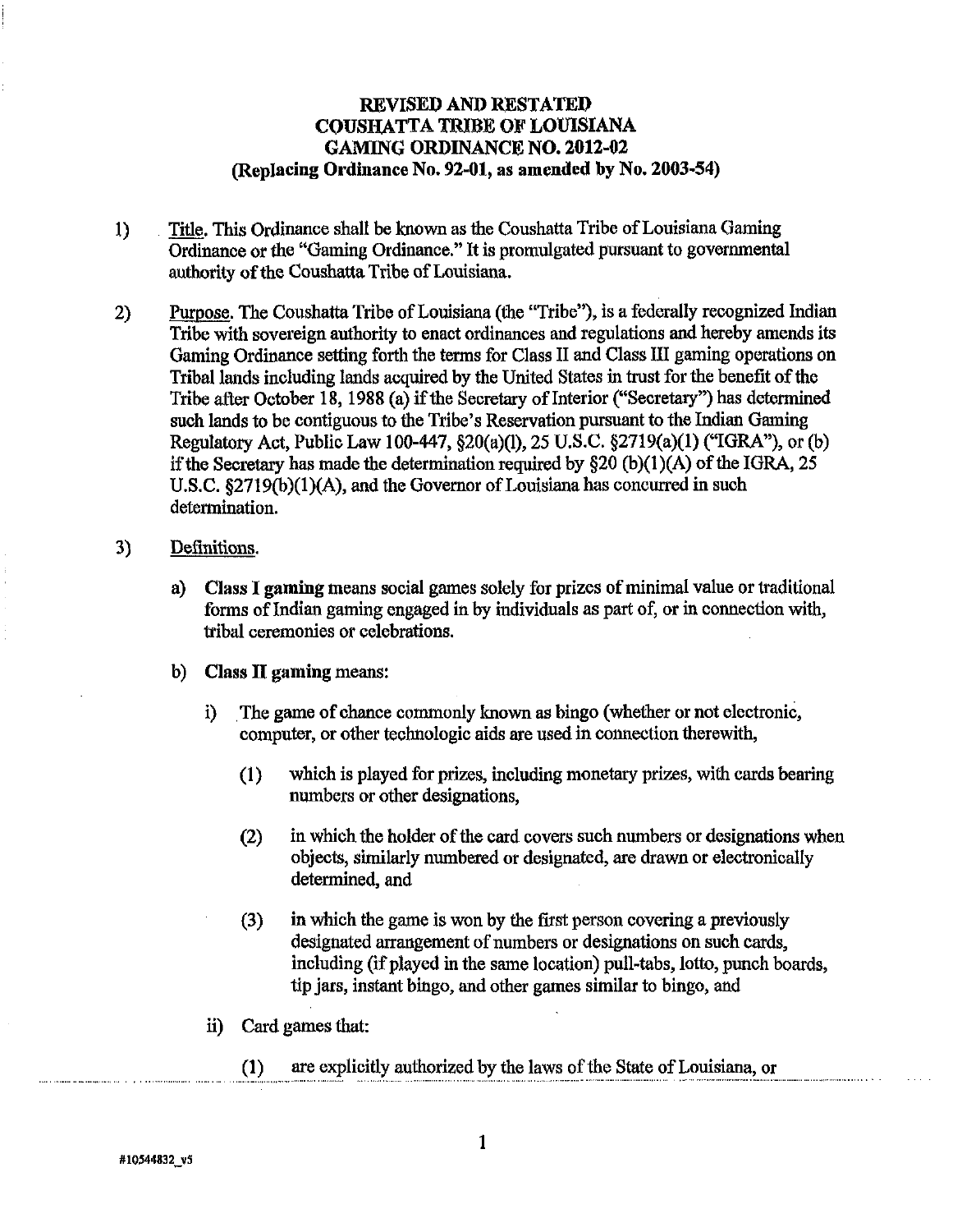**REVISED AND RESTATED**
**COUSHATTA TRIBE OF LOUISIANA**
**GAMING ORDINANCE NO. 2012-02**
**(Replacing Ordinance No. 92-01, as amended by No. 2003-54)**

1) Title. This Ordinance shall be known as the Coushatta Tribe of Louisiana Gaming Ordinance or the "Gaming Ordinance." It is promulgated pursuant to governmental authority of the Coushatta Tribe of Louisiana.

2) Purpose. The Coushatta Tribe of Louisiana (the "Tribe"), is a federally recognized Indian Tribe with sovereign authority to enact ordinances and regulations and hereby amends its Gaming Ordinance setting forth the terms for Class II and Class III gaming operations on Tribal lands including lands acquired by the United States in trust for the benefit of the Tribe after October 18, 1988 (a) if the Secretary of Interior ("Secretary") has determined such lands to be contiguous to the Tribe's Reservation pursuant to the Indian Gaming Regulatory Act, Public Law 100-447, §20(a)(l), 25 U.S.C. §2719(a)(1) ("IGRA"), or (b) if the Secretary has made the determination required by §20 (b)(1)(A) of the IGRA, 25 U.S.C. §2719(b)(1)(A), and the Governor of Louisiana has concurred in such determination.

3) Definitions.

   a) **Class I gaming** means social games solely for prizes of minimal value or traditional forms of Indian gaming engaged in by individuals as part of, or in connection with, tribal ceremonies or celebrations.

   b) **Class II gaming** means:

      i) The game of chance commonly known as bingo (whether or not electronic, computer, or other technologic aids are used in connection therewith,

         (1) which is played for prizes, including monetary prizes, with cards bearing numbers or other designations,

         (2) in which the holder of the card covers such numbers or designations when objects, similarly numbered or designated, are drawn or electronically determined, and

         (3) in which the game is won by the first person covering a previously designated arrangement of numbers or designations on such cards, including (if played in the same location) pull-tabs, lotto, punch boards, tip jars, instant bingo, and other games similar to bingo, and

      ii) Card games that:

         (1) are explicitly authorized by the laws of the State of Louisiana, or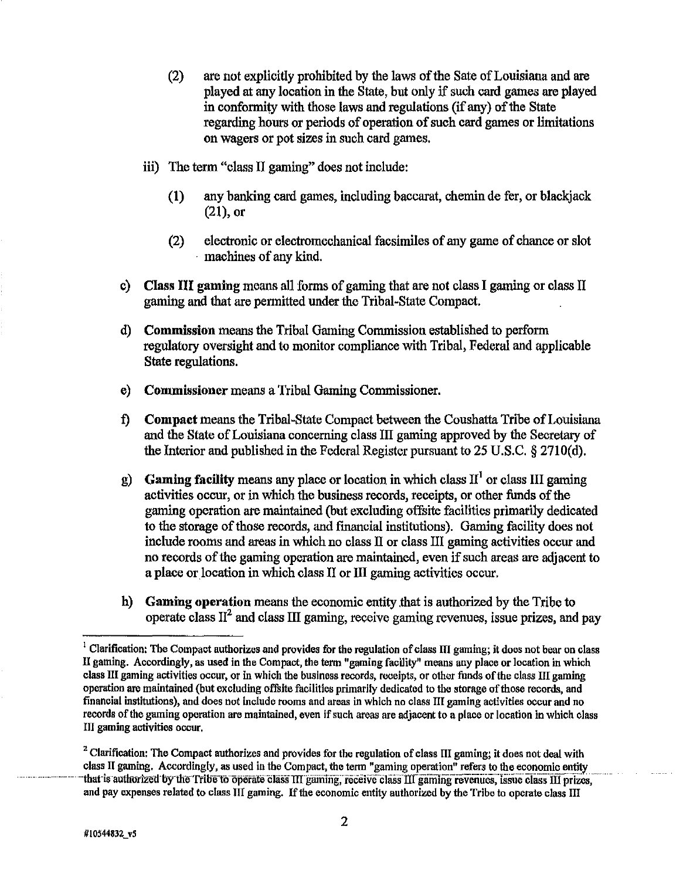(2) are not explicitly prohibited by the laws of the Sate of Louisiana and are played at any location in the State, but only if such card games are played in conformity with those laws and regulations (if any) of the State regarding hours or periods of operation of such card games or limitations on wagers or pot sizes in such card games.

iii) The term "class II gaming" does not include:

(1) any banking card games, including baccarat, chemin de fer, or blackjack (21), or

(2) electronic or electromechanical facsimiles of any game of chance or slot machines of any kind.

c) **Class III gaming** means all forms of gaming that are not class I gaming or class II gaming and that are permitted under the Tribal-State Compact.

d) **Commission** means the Tribal Gaming Commission established to perform regulatory oversight and to monitor compliance with Tribal, Federal and applicable State regulations.

e) **Commissioner** means a Tribal Gaming Commissioner.

f) **Compact** means the Tribal-State Compact between the Coushatta Tribe of Louisiana and the State of Louisiana concerning class III gaming approved by the Secretary of the Interior and published in the Federal Register pursuant to 25 U.S.C. § 2710(d).

g) **Gaming facility** means any place or location in which class II[1] or class III gaming activities occur, or in which the business records, receipts, or other funds of the gaming operation are maintained (but excluding offsite facilities primarily dedicated to the storage of those records, and financial institutions). Gaming facility does not include rooms and areas in which no class II or class III gaming activities occur and no records of the gaming operation are maintained, even if such areas are adjacent to a place or location in which class II or III gaming activities occur.

h) **Gaming operation** means the economic entity that is authorized by the Tribe to operate class II[2] and class III gaming, receive gaming revenues, issue prizes, and pay

---

[1] Clarification: The Compact authorizes and provides for the regulation of class III gaming; it does not bear on class II gaming. Accordingly, as used in the Compact, the term "gaming facility" means any place or location in which class III gaming activities occur, or in which the business records, receipts, or other funds of the class III gaming operation are maintained (but excluding offsite facilities primarily dedicated to the storage of those records, and financial institutions), and does not include rooms and areas in which no class III gaming activities occur and no records of the gaming operation are maintained, even if such areas are adjacent to a place or location in which class III gaming activities occur.

[2] Clarification: The Compact authorizes and provides for the regulation of class III gaming; it does not deal with class II gaming. Accordingly, as used in the Compact, the term "gaming operation" refers to the economic entity that is authorized by the Tribe to operate class III gaming, receive class III gaming revenues, issue class III prizes, and pay expenses related to class III gaming. If the economic entity authorized by the Tribe to operate class III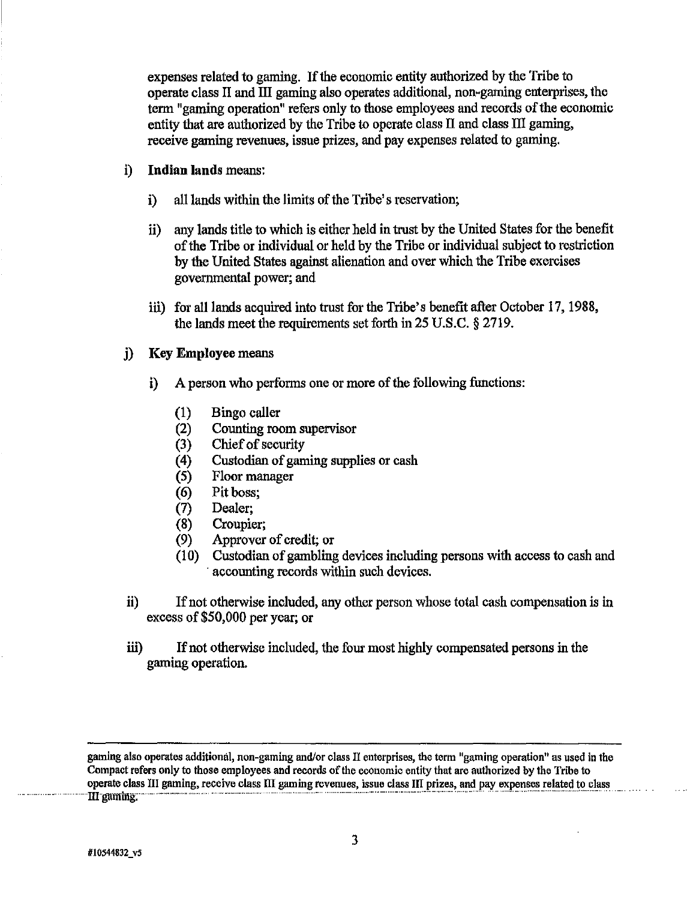expenses related to gaming. If the economic entity authorized by the Tribe to operate class II and III gaming also operates additional, non-gaming enterprises, the term "gaming operation" refers only to those employees and records of the economic entity that are authorized by the Tribe to operate class II and class III gaming, receive gaming revenues, issue prizes, and pay expenses related to gaming.

i) **Indian lands** means:

   i) all lands within the limits of the Tribe's reservation;

   ii) any lands title to which is either held in trust by the United States for the benefit of the Tribe or individual or held by the Tribe or individual subject to restriction by the United States against alienation and over which the Tribe exercises governmental power; and

   iii) for all lands acquired into trust for the Tribe's benefit after October 17, 1988, the lands meet the requirements set forth in 25 U.S.C. § 2719.

j) **Key Employee** means

   i) A person who performs one or more of the following functions:

      (1) Bingo caller
      (2) Counting room supervisor
      (3) Chief of security
      (4) Custodian of gaming supplies or cash
      (5) Floor manager
      (6) Pit boss;
      (7) Dealer;
      (8) Croupier;
      (9) Approver of credit; or
      (10) Custodian of gambling devices including persons with access to cash and accounting records within such devices.

   ii) If not otherwise included, any other person whose total cash compensation is in excess of $50,000 per year; or

   iii) If not otherwise included, the four most highly compensated persons in the gaming operation.

---

gaming also operates additional, non-gaming and/or class II enterprises, the term "gaming operation" as used in the Compact refers only to those employees and records of the economic entity that are authorized by the Tribe to operate class III gaming, receive class III gaming revenues, issue class III prizes, and pay expenses related to class III gaming.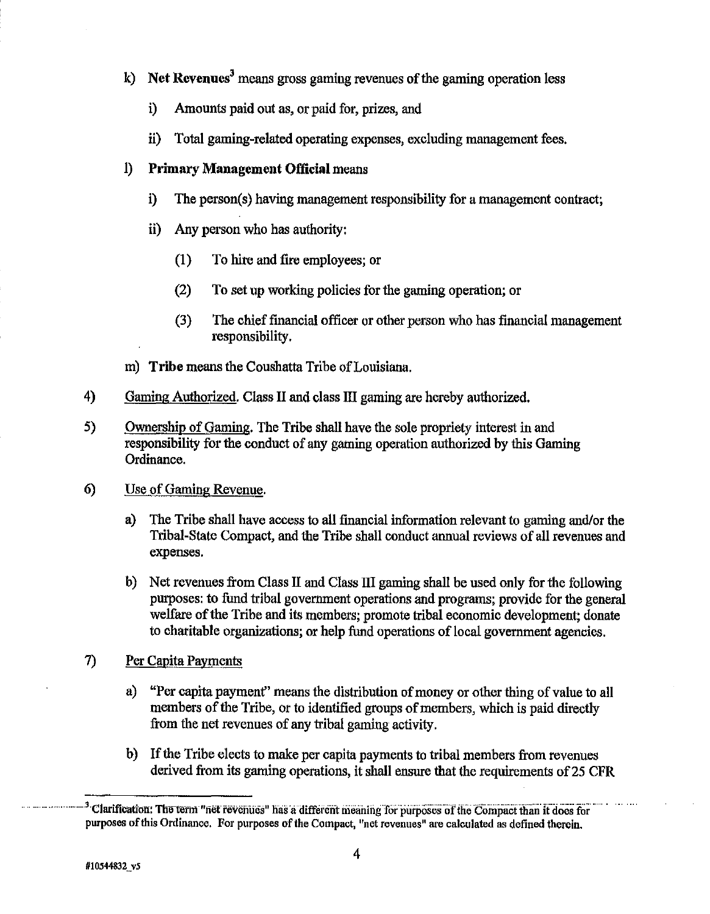k) **Net Revenues**[3] means gross gaming revenues of the gaming operation less

   i) Amounts paid out as, or paid for, prizes, and

   ii) Total gaming-related operating expenses, excluding management fees.

l) **Primary Management Official** means

   i) The person(s) having management responsibility for a management contract;

   ii) Any person who has authority:

      (1) To hire and fire employees; or

      (2) To set up working policies for the gaming operation; or

      (3) The chief financial officer or other person who has financial management responsibility.

m) **Tribe** means the Coushatta Tribe of Louisiana.

4) Gaming Authorized. Class II and class III gaming are hereby authorized.

5) Ownership of Gaming. The Tribe shall have the sole propriety interest in and responsibility for the conduct of any gaming operation authorized by this Gaming Ordinance.

6) Use of Gaming Revenue.

   a) The Tribe shall have access to all financial information relevant to gaming and/or the Tribal-State Compact, and the Tribe shall conduct annual reviews of all revenues and expenses.

   b) Net revenues from Class II and Class III gaming shall be used only for the following purposes: to fund tribal government operations and programs; provide for the general welfare of the Tribe and its members; promote tribal economic development; donate to charitable organizations; or help fund operations of local government agencies.

7) Per Capita Payments

   a) "Per capita payment" means the distribution of money or other thing of value to all members of the Tribe, or to identified groups of members, which is paid directly from the net revenues of any tribal gaming activity.

   b) If the Tribe elects to make per capita payments to tribal members from revenues derived from its gaming operations, it shall ensure that the requirements of 25 CFR

---

[3] **Clarification: The term "net revenues" has a different meaning for purposes of the Compact than it does for purposes of this Ordinance. For purposes of the Compact, "net revenues" are calculated as defined therein.**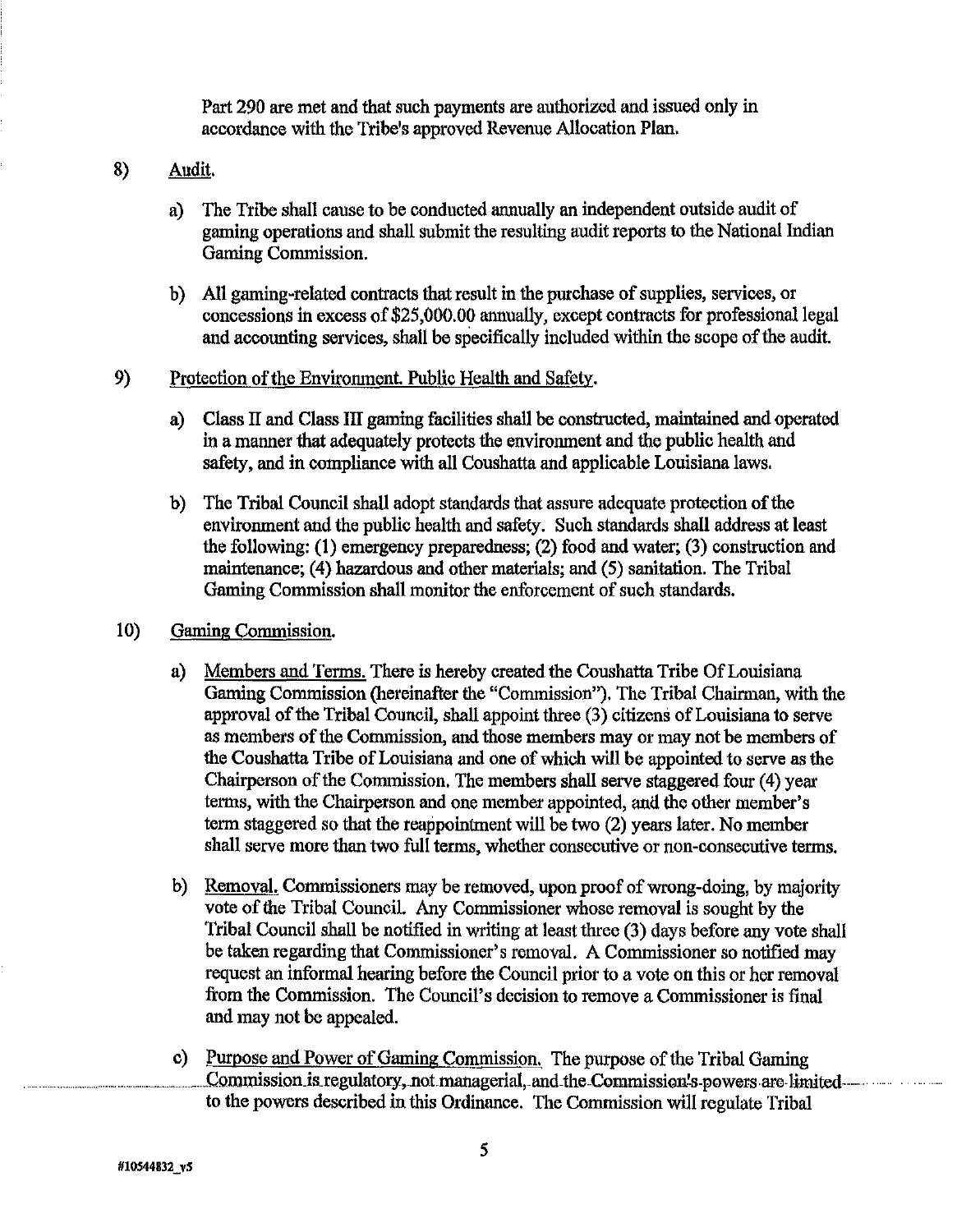Part 290 are met and that such payments are authorized and issued only in accordance with the Tribe's approved Revenue Allocation Plan.

8) Audit.

a) The Tribe shall cause to be conducted annually an independent outside audit of gaming operations and shall submit the resulting audit reports to the National Indian Gaming Commission.

b) All gaming-related contracts that result in the purchase of supplies, services, or concessions in excess of $25,000.00 annually, except contracts for professional legal and accounting services, shall be specifically included within the scope of the audit.

9) Protection of the Environment. Public Health and Safety.

a) Class II and Class III gaming facilities shall be constructed, maintained and operated in a manner that adequately protects the environment and the public health and safety, and in compliance with all Coushatta and applicable Louisiana laws.

b) The Tribal Council shall adopt standards that assure adequate protection of the environment and the public health and safety. Such standards shall address at least the following: (1) emergency preparedness; (2) food and water; (3) construction and maintenance; (4) hazardous and other materials; and (5) sanitation. The Tribal Gaming Commission shall monitor the enforcement of such standards.

10) Gaming Commission.

a) Members and Terms. There is hereby created the Coushatta Tribe Of Louisiana Gaming Commission (hereinafter the "Commission"). The Tribal Chairman, with the approval of the Tribal Council, shall appoint three (3) citizens of Louisiana to serve as members of the Commission, and those members may or may not be members of the Coushatta Tribe of Louisiana and one of which will be appointed to serve as the Chairperson of the Commission. The members shall serve staggered four (4) year terms, with the Chairperson and one member appointed, and the other member's term staggered so that the reappointment will be two (2) years later. No member shall serve more than two full terms, whether consecutive or non-consecutive terms.

b) Removal. Commissioners may be removed, upon proof of wrong-doing, by majority vote of the Tribal Council. Any Commissioner whose removal is sought by the Tribal Council shall be notified in writing at least three (3) days before any vote shall be taken regarding that Commissioner's removal. A Commissioner so notified may request an informal hearing before the Council prior to a vote on this or her removal from the Commission. The Council's decision to remove a Commissioner is final and may not be appealed.

c) Purpose and Power of Gaming Commission. The purpose of the Tribal Gaming Commission is regulatory, not managerial, and the Commission's powers are limited to the powers described in this Ordinance. The Commission will regulate Tribal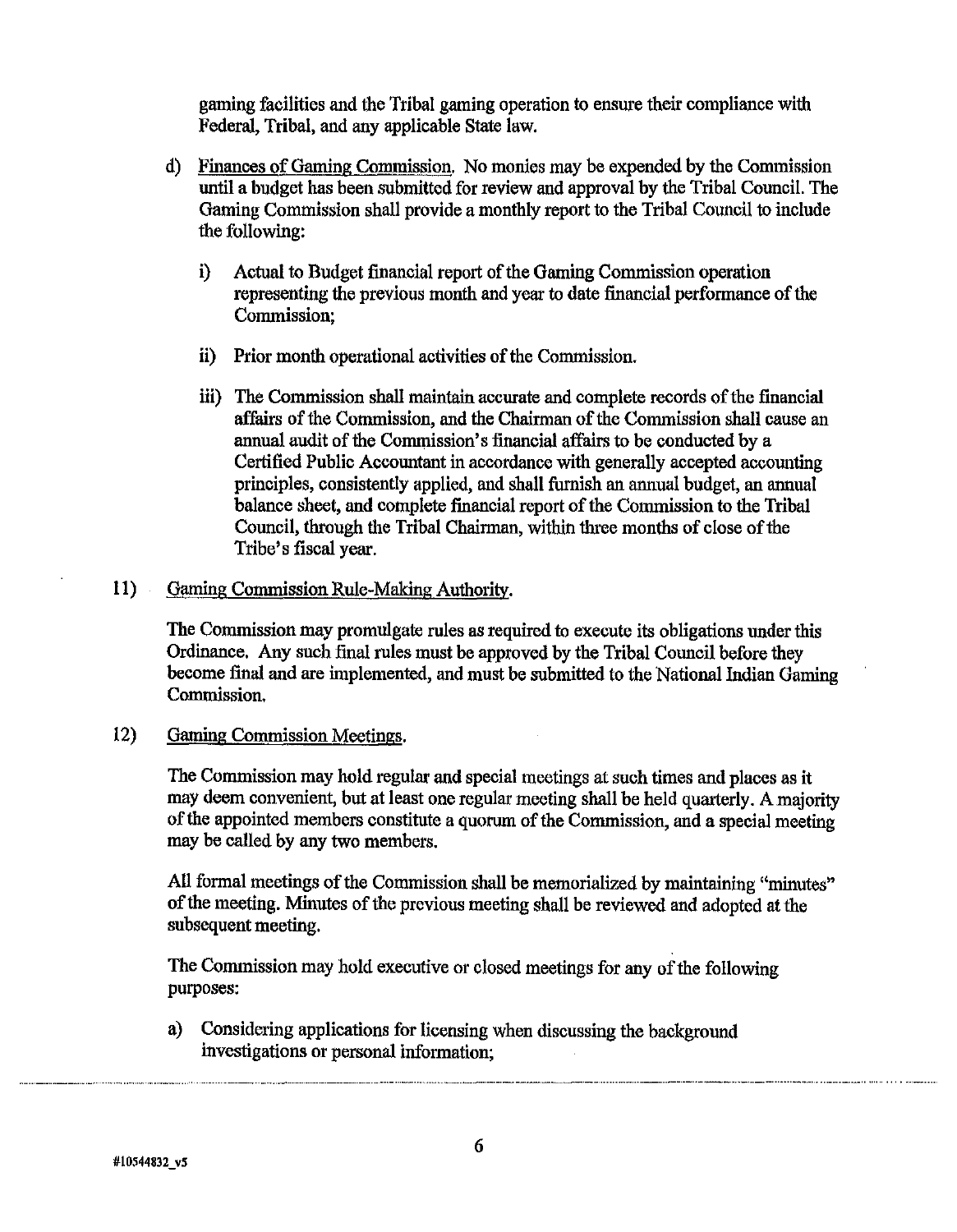gaming facilities and the Tribal gaming operation to ensure their compliance with Federal, Tribal, and any applicable State law.

d) Finances of Gaming Commission. No monies may be expended by the Commission until a budget has been submitted for review and approval by the Tribal Council. The Gaming Commission shall provide a monthly report to the Tribal Council to include the following:

   i) Actual to Budget financial report of the Gaming Commission operation representing the previous month and year to date financial performance of the Commission;

   ii) Prior month operational activities of the Commission.

   iii) The Commission shall maintain accurate and complete records of the financial affairs of the Commission, and the Chairman of the Commission shall cause an annual audit of the Commission's financial affairs to be conducted by a Certified Public Accountant in accordance with generally accepted accounting principles, consistently applied, and shall furnish an annual budget, an annual balance sheet, and complete financial report of the Commission to the Tribal Council, through the Tribal Chairman, within three months of close of the Tribe's fiscal year.

11) Gaming Commission Rule-Making Authority.

The Commission may promulgate rules as required to execute its obligations under this Ordinance. Any such final rules must be approved by the Tribal Council before they become final and are implemented, and must be submitted to the National Indian Gaming Commission.

12) Gaming Commission Meetings.

The Commission may hold regular and special meetings at such times and places as it may deem convenient, but at least one regular meeting shall be held quarterly. A majority of the appointed members constitute a quorum of the Commission, and a special meeting may be called by any two members.

All formal meetings of the Commission shall be memorialized by maintaining "minutes" of the meeting. Minutes of the previous meeting shall be reviewed and adopted at the subsequent meeting.

The Commission may hold executive or closed meetings for any of the following purposes:

a) Considering applications for licensing when discussing the background investigations or personal information;

#10544832_v5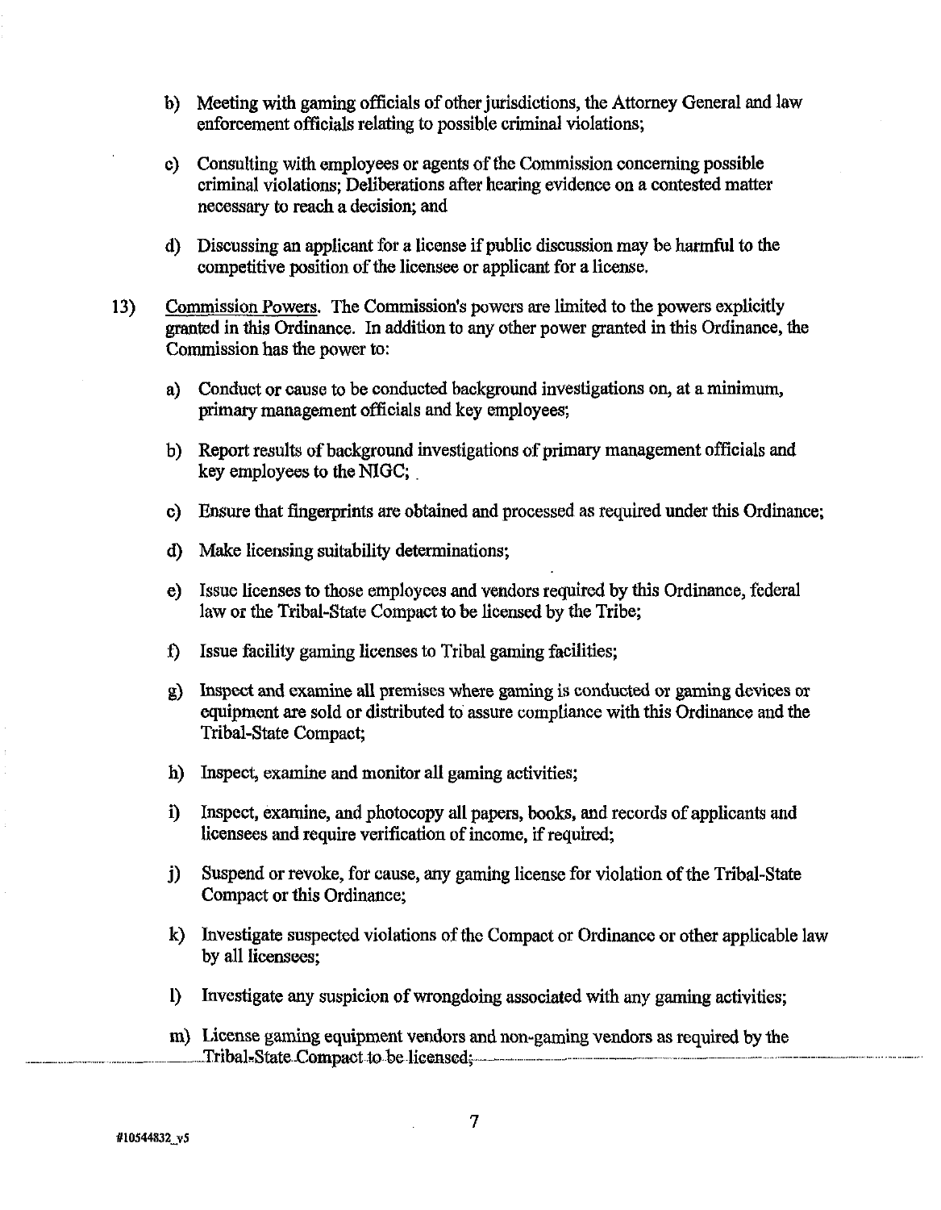b) Meeting with gaming officials of other jurisdictions, the Attorney General and law enforcement officials relating to possible criminal violations;

c) Consulting with employees or agents of the Commission concerning possible criminal violations; Deliberations after hearing evidence on a contested matter necessary to reach a decision; and

d) Discussing an applicant for a license if public discussion may be harmful to the competitive position of the licensee or applicant for a license.

13) Commission Powers. The Commission's powers are limited to the powers explicitly granted in this Ordinance. In addition to any other power granted in this Ordinance, the Commission has the power to:

a) Conduct or cause to be conducted background investigations on, at a minimum, primary management officials and key employees;

b) Report results of background investigations of primary management officials and key employees to the NIGC;

c) Ensure that fingerprints are obtained and processed as required under this Ordinance;

d) Make licensing suitability determinations;

e) Issue licenses to those employees and vendors required by this Ordinance, federal law or the Tribal-State Compact to be licensed by the Tribe;

f) Issue facility gaming licenses to Tribal gaming facilities;

g) Inspect and examine all premises where gaming is conducted or gaming devices or equipment are sold or distributed to assure compliance with this Ordinance and the Tribal-State Compact;

h) Inspect, examine and monitor all gaming activities;

i) Inspect, examine, and photocopy all papers, books, and records of applicants and licensees and require verification of income, if required;

j) Suspend or revoke, for cause, any gaming license for violation of the Tribal-State Compact or this Ordinance;

k) Investigate suspected violations of the Compact or Ordinance or other applicable law by all licensees;

l) Investigate any suspicion of wrongdoing associated with any gaming activities;

m) License gaming equipment vendors and non-gaming vendors as required by the Tribal-State Compact to be licensed;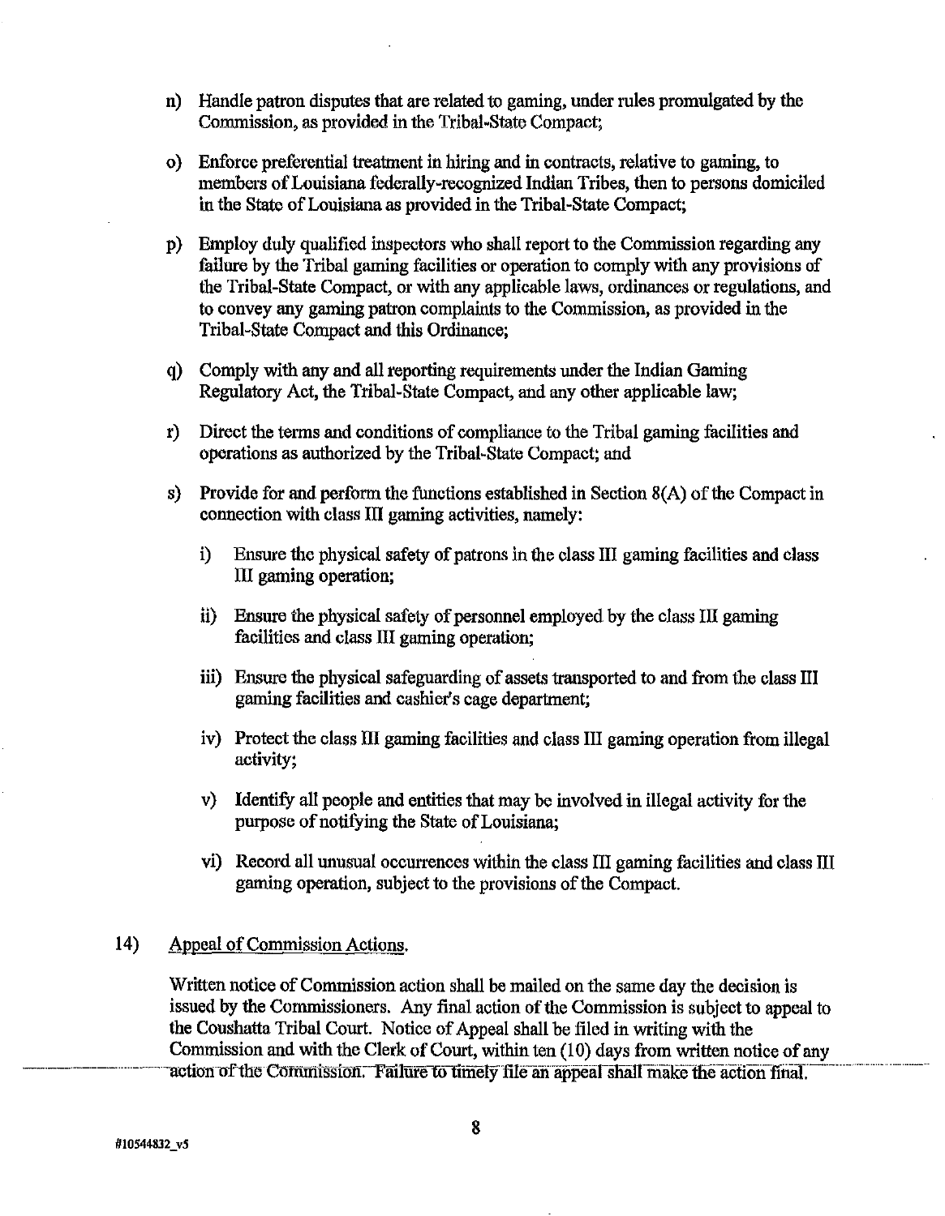n) Handle patron disputes that are related to gaming, under rules promulgated by the Commission, as provided in the Tribal-State Compact;

o) Enforce preferential treatment in hiring and in contracts, relative to gaming, to members of Louisiana federally-recognized Indian Tribes, then to persons domiciled in the State of Louisiana as provided in the Tribal-State Compact;

p) Employ duly qualified inspectors who shall report to the Commission regarding any failure by the Tribal gaming facilities or operation to comply with any provisions of the Tribal-State Compact, or with any applicable laws, ordinances or regulations, and to convey any gaming patron complaints to the Commission, as provided in the Tribal-State Compact and this Ordinance;

q) Comply with any and all reporting requirements under the Indian Gaming Regulatory Act, the Tribal-State Compact, and any other applicable law;

r) Direct the terms and conditions of compliance to the Tribal gaming facilities and operations as authorized by the Tribal-State Compact; and

s) Provide for and perform the functions established in Section 8(A) of the Compact in connection with class III gaming activities, namely:

   i) Ensure the physical safety of patrons in the class III gaming facilities and class III gaming operation;

   ii) Ensure the physical safety of personnel employed by the class III gaming facilities and class III gaming operation;

   iii) Ensure the physical safeguarding of assets transported to and from the class III gaming facilities and cashier's cage department;

   iv) Protect the class III gaming facilities and class III gaming operation from illegal activity;

   v) Identify all people and entities that may be involved in illegal activity for the purpose of notifying the State of Louisiana;

   vi) Record all unusual occurrences within the class III gaming facilities and class III gaming operation, subject to the provisions of the Compact.

14) Appeal of Commission Actions.

Written notice of Commission action shall be mailed on the same day the decision is issued by the Commissioners. Any final action of the Commission is subject to appeal to the Coushatta Tribal Court. Notice of Appeal shall be filed in writing with the Commission and with the Clerk of Court, within ten (10) days from written notice of any action of the Commission. Failure to timely file an appeal shall make the action final.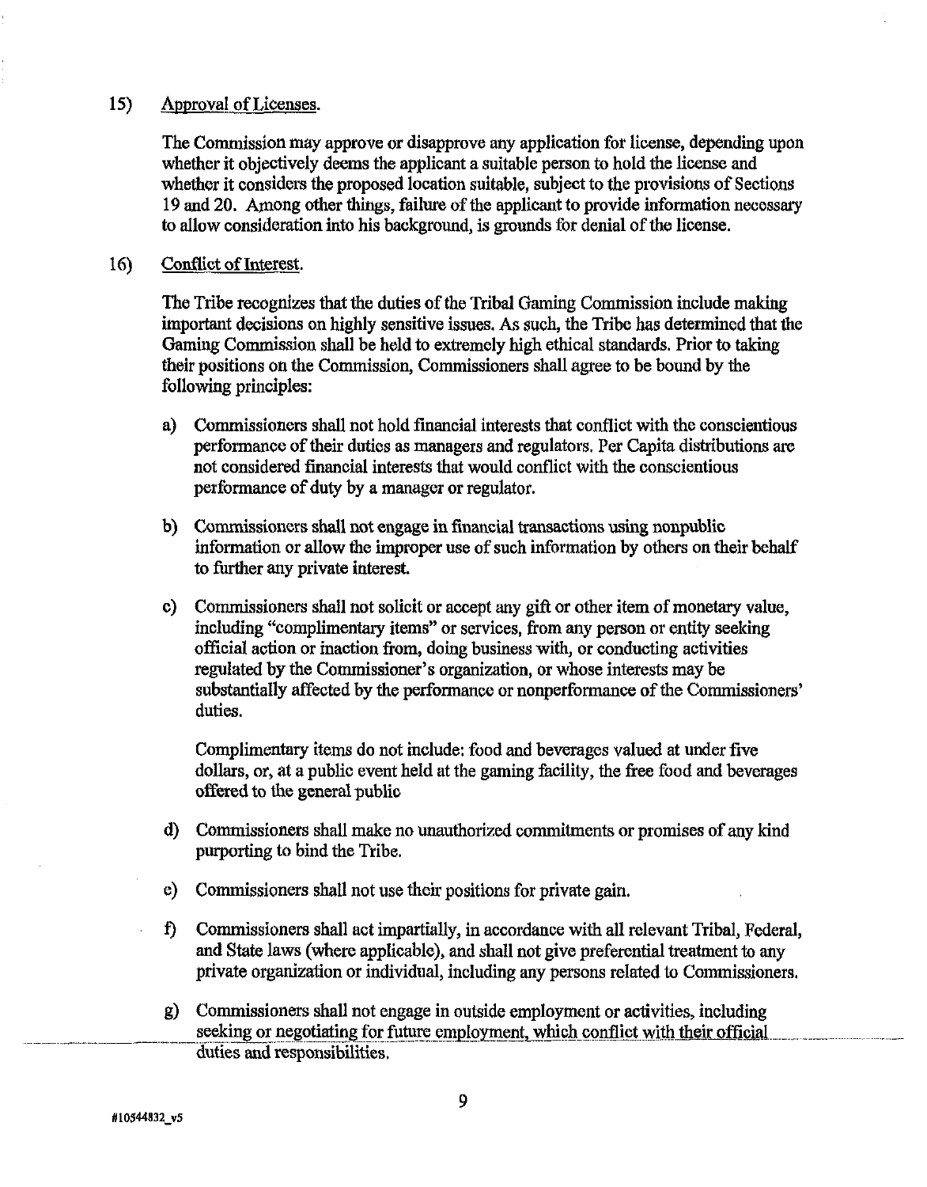15) Approval of Licenses.

The Commission may approve or disapprove any application for license, depending upon whether it objectively deems the applicant a suitable person to hold the license and whether it considers the proposed location suitable, subject to the provisions of Sections 19 and 20. Among other things, failure of the applicant to provide information necessary to allow consideration into his background, is grounds for denial of the license.

16) Conflict of Interest.

The Tribe recognizes that the duties of the Tribal Gaming Commission include making important decisions on highly sensitive issues. As such, the Tribe has determined that the Gaming Commission shall be held to extremely high ethical standards. Prior to taking their positions on the Commission, Commissioners shall agree to be bound by the following principles:

a) Commissioners shall not hold financial interests that conflict with the conscientious performance of their duties as managers and regulators. Per Capita distributions are not considered financial interests that would conflict with the conscientious performance of duty by a manager or regulator.

b) Commissioners shall not engage in financial transactions using nonpublic information or allow the improper use of such information by others on their behalf to further any private interest.

c) Commissioners shall not solicit or accept any gift or other item of monetary value, including "complimentary items" or services, from any person or entity seeking official action or inaction from, doing business with, or conducting activities regulated by the Commissioner's organization, or whose interests may be substantially affected by the performance or nonperformance of the Commissioners' duties.

   Complimentary items do not include: food and beverages valued at under five dollars, or, at a public event held at the gaming facility, the free food and beverages offered to the general public

d) Commissioners shall make no unauthorized commitments or promises of any kind purporting to bind the Tribe.

e) Commissioners shall not use their positions for private gain.

f) Commissioners shall act impartially, in accordance with all relevant Tribal, Federal, and State laws (where applicable), and shall not give preferential treatment to any private organization or individual, including any persons related to Commissioners.

g) Commissioners shall not engage in outside employment or activities, including seeking or negotiating for future employment, which conflict with their official duties and responsibilities.

#10544832_v5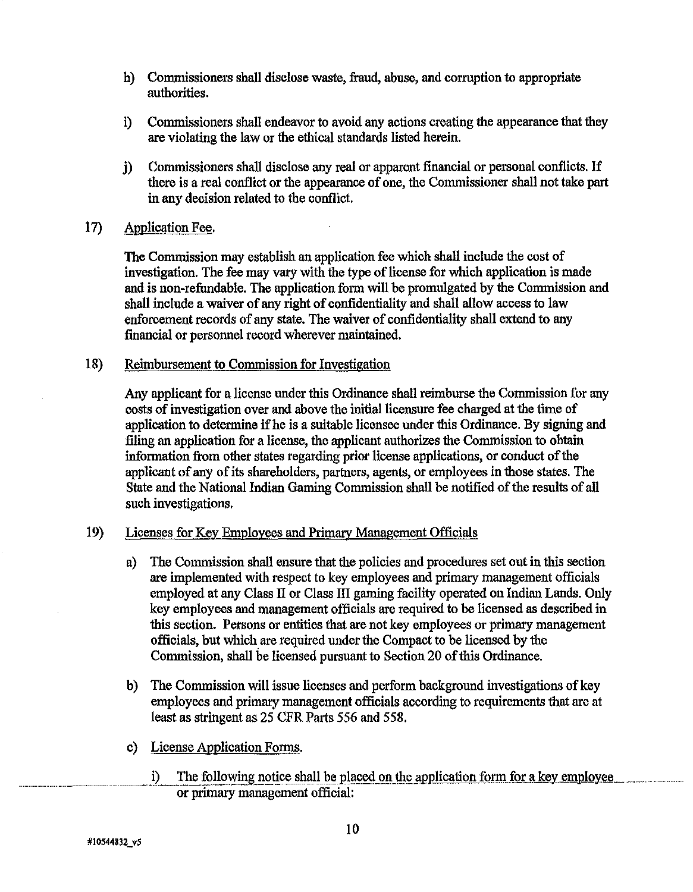h) Commissioners shall disclose waste, fraud, abuse, and corruption to appropriate authorities.

i) Commissioners shall endeavor to avoid any actions creating the appearance that they are violating the law or the ethical standards listed herein.

j) Commissioners shall disclose any real or apparent financial or personal conflicts. If there is a real conflict or the appearance of one, the Commissioner shall not take part in any decision related to the conflict.

17) Application Fee.

The Commission may establish an application fee which shall include the cost of investigation. The fee may vary with the type of license for which application is made and is non-refundable. The application form will be promulgated by the Commission and shall include a waiver of any right of confidentiality and shall allow access to law enforcement records of any state. The waiver of confidentiality shall extend to any financial or personnel record wherever maintained.

18) Reimbursement to Commission for Investigation

Any applicant for a license under this Ordinance shall reimburse the Commission for any costs of investigation over and above the initial licensure fee charged at the time of application to determine if he is a suitable licensee under this Ordinance. By signing and filing an application for a license, the applicant authorizes the Commission to obtain information from other states regarding prior license applications, or conduct of the applicant of any of its shareholders, partners, agents, or employees in those states. The State and the National Indian Gaming Commission shall be notified of the results of all such investigations.

19) Licenses for Key Employees and Primary Management Officials

a) The Commission shall ensure that the policies and procedures set out in this section are implemented with respect to key employees and primary management officials employed at any Class II or Class III gaming facility operated on Indian Lands. Only key employees and management officials are required to be licensed as described in this section. Persons or entities that are not key employees or primary management officials, but which are required under the Compact to be licensed by the Commission, shall be licensed pursuant to Section 20 of this Ordinance.

b) The Commission will issue licenses and perform background investigations of key employees and primary management officials according to requirements that are at least as stringent as 25 CFR Parts 556 and 558.

c) License Application Forms.

i) The following notice shall be placed on the application form for a key employee or primary management official: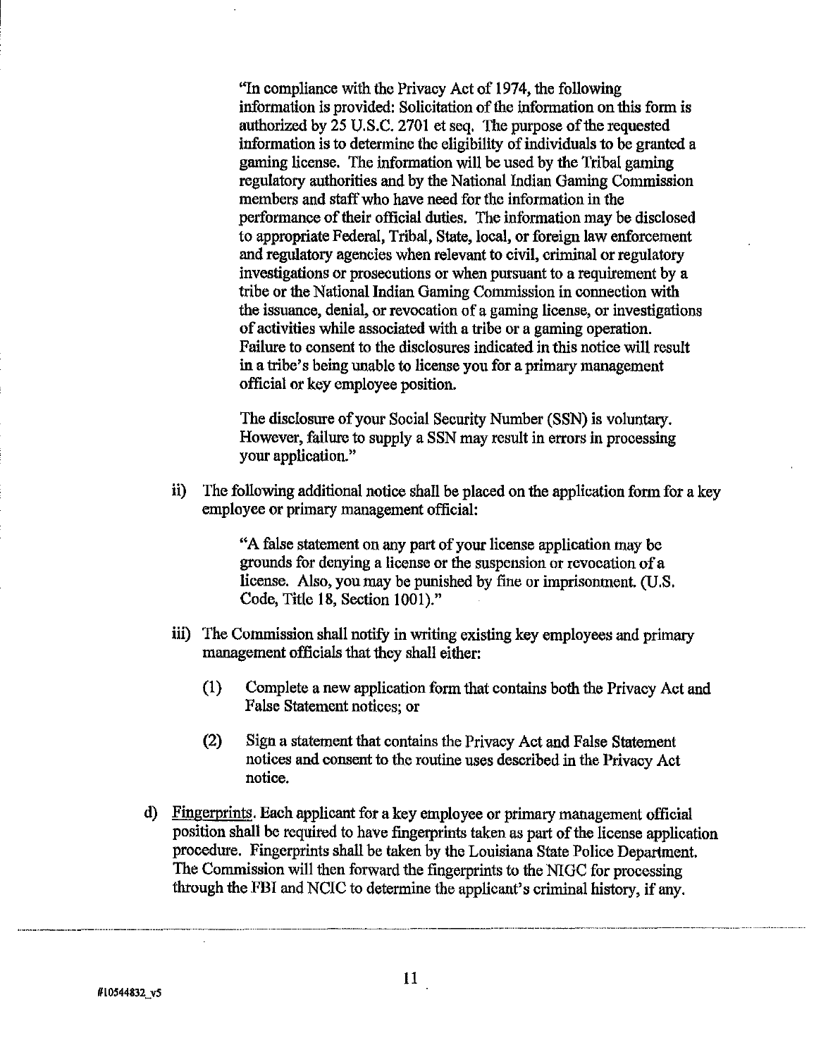"In compliance with the Privacy Act of 1974, the following information is provided: Solicitation of the information on this form is authorized by 25 U.S.C. 2701 et seq. The purpose of the requested information is to determine the eligibility of individuals to be granted a gaming license. The information will be used by the Tribal gaming regulatory authorities and by the National Indian Gaming Commission members and staff who have need for the information in the performance of their official duties. The information may be disclosed to appropriate Federal, Tribal, State, local, or foreign law enforcement and regulatory agencies when relevant to civil, criminal or regulatory investigations or prosecutions or when pursuant to a requirement by a tribe or the National Indian Gaming Commission in connection with the issuance, denial, or revocation of a gaming license, or investigations of activities while associated with a tribe or a gaming operation. Failure to consent to the disclosures indicated in this notice will result in a tribe's being unable to license you for a primary management official or key employee position.

The disclosure of your Social Security Number (SSN) is voluntary. However, failure to supply a SSN may result in errors in processing your application."

ii) The following additional notice shall be placed on the application form for a key employee or primary management official:

"A false statement on any part of your license application may be grounds for denying a license or the suspension or revocation of a license. Also, you may be punished by fine or imprisonment. (U.S. Code, Title 18, Section 1001)."

iii) The Commission shall notify in writing existing key employees and primary management officials that they shall either:

(1) Complete a new application form that contains both the Privacy Act and False Statement notices; or

(2) Sign a statement that contains the Privacy Act and False Statement notices and consent to the routine uses described in the Privacy Act notice.

d) Fingerprints. Each applicant for a key employee or primary management official position shall be required to have fingerprints taken as part of the license application procedure. Fingerprints shall be taken by the Louisiana State Police Department. The Commission will then forward the fingerprints to the NIGC for processing through the FBI and NCIC to determine the applicant's criminal history, if any.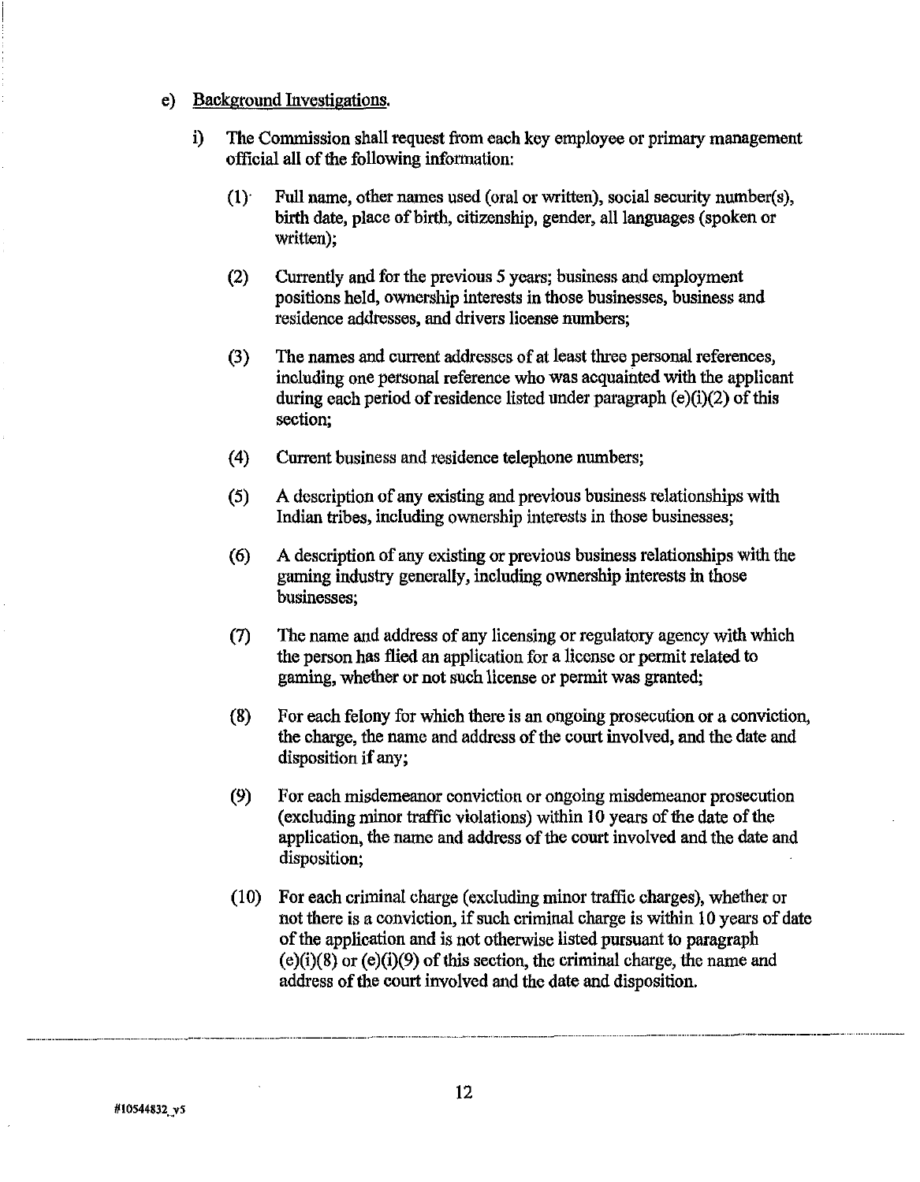e) <u>Background Investigations.</u>

   i) The Commission shall request from each key employee or primary management official all of the following information:

      (1) Full name, other names used (oral or written), social security number(s), birth date, place of birth, citizenship, gender, all languages (spoken or written);

      (2) Currently and for the previous 5 years; business and employment positions held, ownership interests in those businesses, business and residence addresses, and drivers license numbers;

      (3) The names and current addresses of at least three personal references, including one personal reference who was acquainted with the applicant during each period of residence listed under paragraph (e)(i)(2) of this section;

      (4) Current business and residence telephone numbers;

      (5) A description of any existing and previous business relationships with Indian tribes, including ownership interests in those businesses;

      (6) A description of any existing or previous business relationships with the gaming industry generally, including ownership interests in those businesses;

      (7) The name and address of any licensing or regulatory agency with which the person has flied an application for a license or permit related to gaming, whether or not such license or permit was granted;

      (8) For each felony for which there is an ongoing prosecution or a conviction, the charge, the name and address of the court involved, and the date and disposition if any;

      (9) For each misdemeanor conviction or ongoing misdemeanor prosecution (excluding minor traffic violations) within 10 years of the date of the application, the name and address of the court involved and the date and disposition;

      (10) For each criminal charge (excluding minor traffic charges), whether or not there is a conviction, if such criminal charge is within 10 years of date of the application and is not otherwise listed pursuant to paragraph (e)(i)(8) or (e)(i)(9) of this section, the criminal charge, the name and address of the court involved and the date and disposition.

#10544832_v5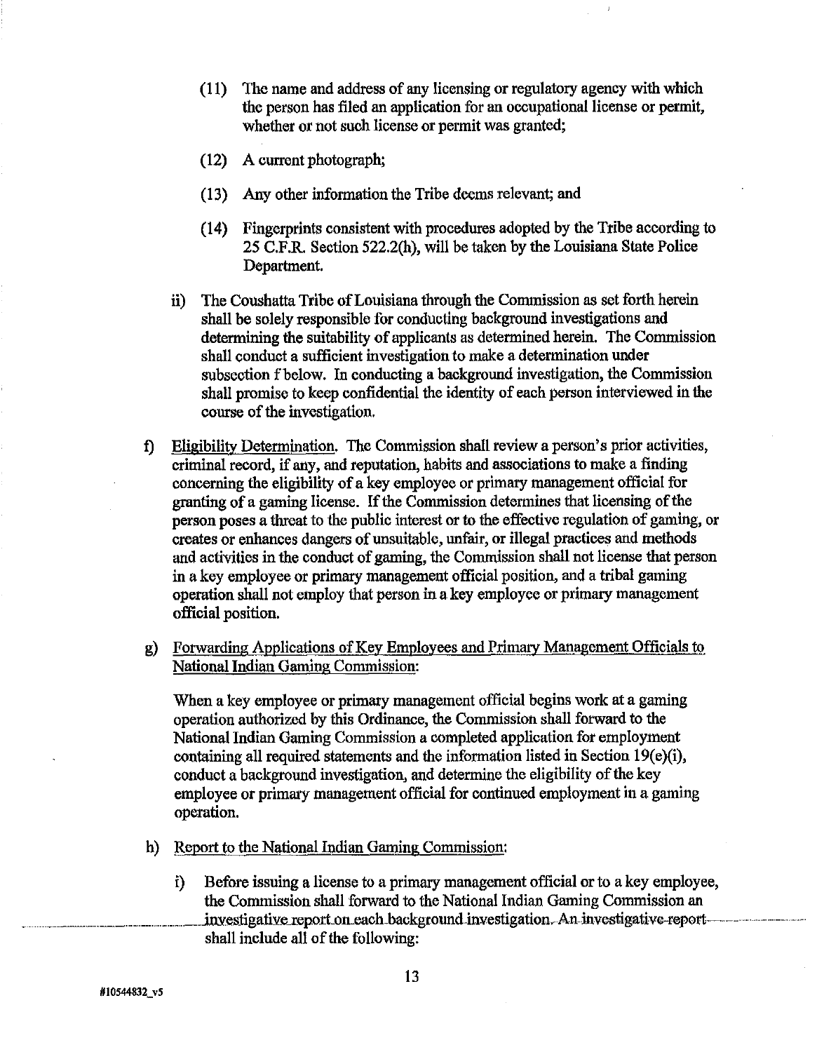(11) The name and address of any licensing or regulatory agency with which the person has filed an application for an occupational license or permit, whether or not such license or permit was granted;

(12) A current photograph;

(13) Any other information the Tribe deems relevant; and

(14) Fingerprints consistent with procedures adopted by the Tribe according to 25 C.F.R. Section 522.2(h), will be taken by the Louisiana State Police Department.

ii) The Coushatta Tribe of Louisiana through the Commission as set forth herein shall be solely responsible for conducting background investigations and determining the suitability of applicants as determined herein. The Commission shall conduct a sufficient investigation to make a determination under subsection f below. In conducting a background investigation, the Commission shall promise to keep confidential the identity of each person interviewed in the course of the investigation.

f) Eligibility Determination. The Commission shall review a person's prior activities, criminal record, if any, and reputation, habits and associations to make a finding concerning the eligibility of a key employee or primary management official for granting of a gaming license. If the Commission determines that licensing of the person poses a threat to the public interest or to the effective regulation of gaming, or creates or enhances dangers of unsuitable, unfair, or illegal practices and methods and activities in the conduct of gaming, the Commission shall not license that person in a key employee or primary management official position, and a tribal gaming operation shall not employ that person in a key employee or primary management official position.

g) Forwarding Applications of Key Employees and Primary Management Officials to National Indian Gaming Commission:

When a key employee or primary management official begins work at a gaming operation authorized by this Ordinance, the Commission shall forward to the National Indian Gaming Commission a completed application for employment containing all required statements and the information listed in Section 19(e)(i), conduct a background investigation, and determine the eligibility of the key employee or primary management official for continued employment in a gaming operation.

h) Report to the National Indian Gaming Commission:

i) Before issuing a license to a primary management official or to a key employee, the Commission shall forward to the National Indian Gaming Commission an investigative report on each background investigation. An investigative report shall include all of the following:

#10544832_v5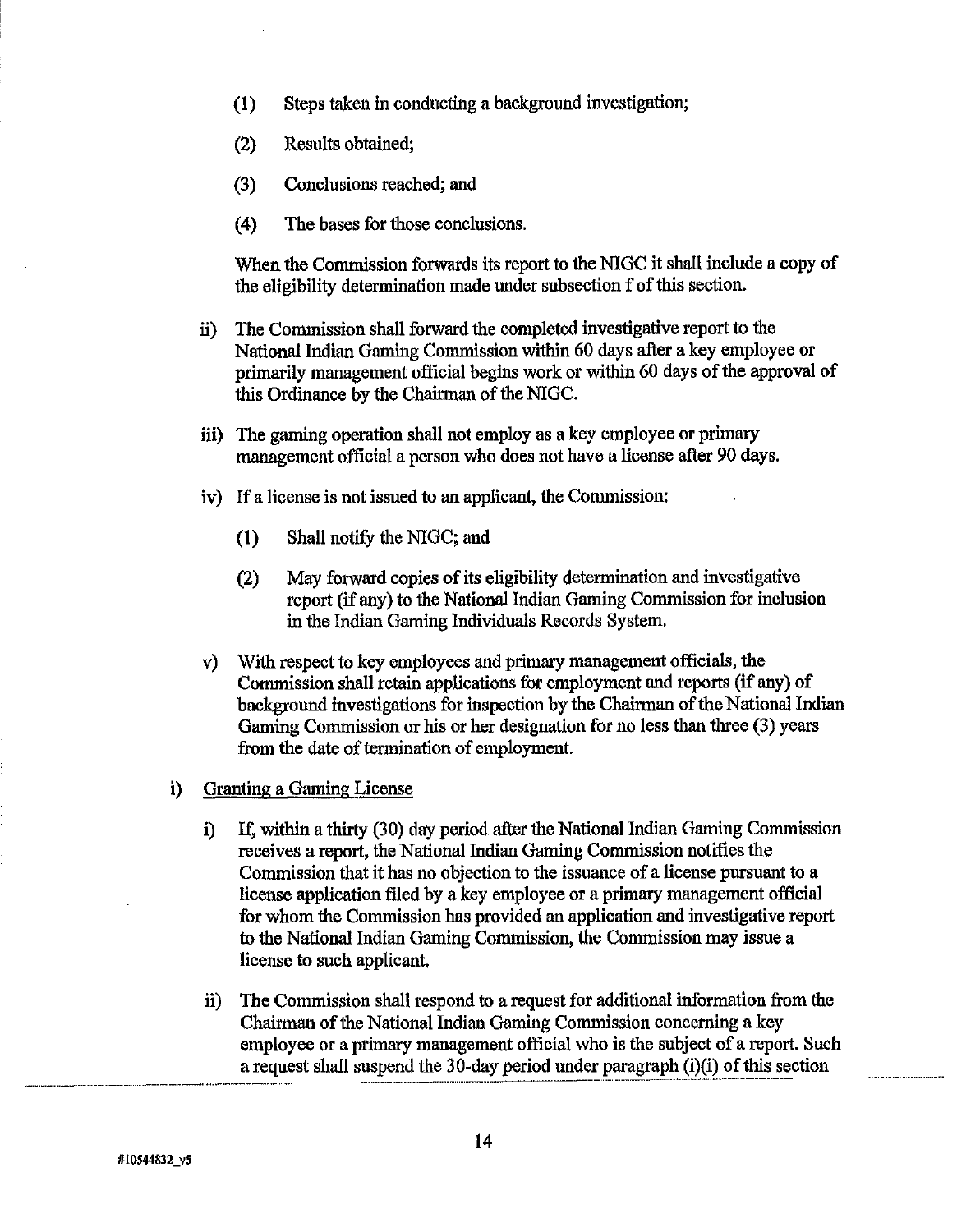(1) Steps taken in conducting a background investigation;

(2) Results obtained;

(3) Conclusions reached; and

(4) The bases for those conclusions.

When the Commission forwards its report to the NIGC it shall include a copy of the eligibility determination made under subsection f of this section.

ii) The Commission shall forward the completed investigative report to the National Indian Gaming Commission within 60 days after a key employee or primarily management official begins work or within 60 days of the approval of this Ordinance by the Chairman of the NIGC.

iii) The gaming operation shall not employ as a key employee or primary management official a person who does not have a license after 90 days.

iv) If a license is not issued to an applicant, the Commission:

(1) Shall notify the NIGC; and

(2) May forward copies of its eligibility determination and investigative report (if any) to the National Indian Gaming Commission for inclusion in the Indian Gaming Individuals Records System.

v) With respect to key employees and primary management officials, the Commission shall retain applications for employment and reports (if any) of background investigations for inspection by the Chairman of the National Indian Gaming Commission or his or her designation for no less than three (3) years from the date of termination of employment.

i) Granting a Gaming License

i) If, within a thirty (30) day period after the National Indian Gaming Commission receives a report, the National Indian Gaming Commission notifies the Commission that it has no objection to the issuance of a license pursuant to a license application filed by a key employee or a primary management official for whom the Commission has provided an application and investigative report to the National Indian Gaming Commission, the Commission may issue a license to such applicant.

ii) The Commission shall respond to a request for additional information from the Chairman of the National Indian Gaming Commission concerning a key employee or a primary management official who is the subject of a report. Such a request shall suspend the 30-day period under paragraph (i)(i) of this section

#10544832_v5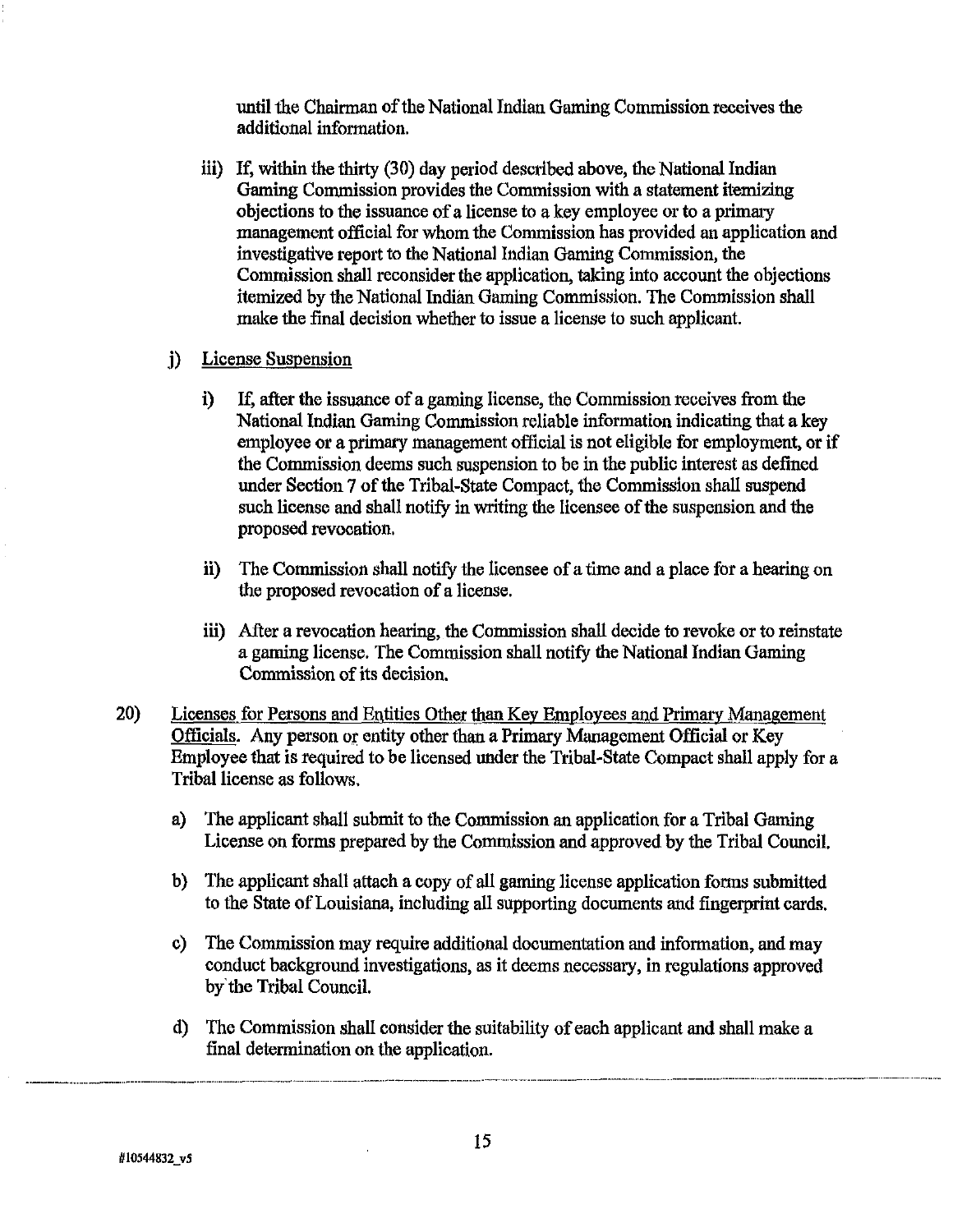until the Chairman of the National Indian Gaming Commission receives the additional information.

iii) If, within the thirty (30) day period described above, the National Indian Gaming Commission provides the Commission with a statement itemizing objections to the issuance of a license to a key employee or to a primary management official for whom the Commission has provided an application and investigative report to the National Indian Gaming Commission, the Commission shall reconsider the application, taking into account the objections itemized by the National Indian Gaming Commission. The Commission shall make the final decision whether to issue a license to such applicant.

j) <u>License Suspension</u>

i) If, after the issuance of a gaming license, the Commission receives from the National Indian Gaming Commission reliable information indicating that a key employee or a primary management official is not eligible for employment, or if the Commission deems such suspension to be in the public interest as defined under Section 7 of the Tribal-State Compact, the Commission shall suspend such license and shall notify in writing the licensee of the suspension and the proposed revocation.

ii) The Commission shall notify the licensee of a time and a place for a hearing on the proposed revocation of a license.

iii) After a revocation hearing, the Commission shall decide to revoke or to reinstate a gaming license. The Commission shall notify the National Indian Gaming Commission of its decision.

20) <u>Licenses for Persons and Entities Other than Key Employees and Primary Management Officials</u>. Any person or entity other than a Primary Management Official or Key Employee that is required to be licensed under the Tribal-State Compact shall apply for a Tribal license as follows.

a) The applicant shall submit to the Commission an application for a Tribal Gaming License on forms prepared by the Commission and approved by the Tribal Council.

b) The applicant shall attach a copy of all gaming license application forms submitted to the State of Louisiana, including all supporting documents and fingerprint cards.

c) The Commission may require additional documentation and information, and may conduct background investigations, as it deems necessary, in regulations approved by the Tribal Council.

d) The Commission shall consider the suitability of each applicant and shall make a final determination on the application.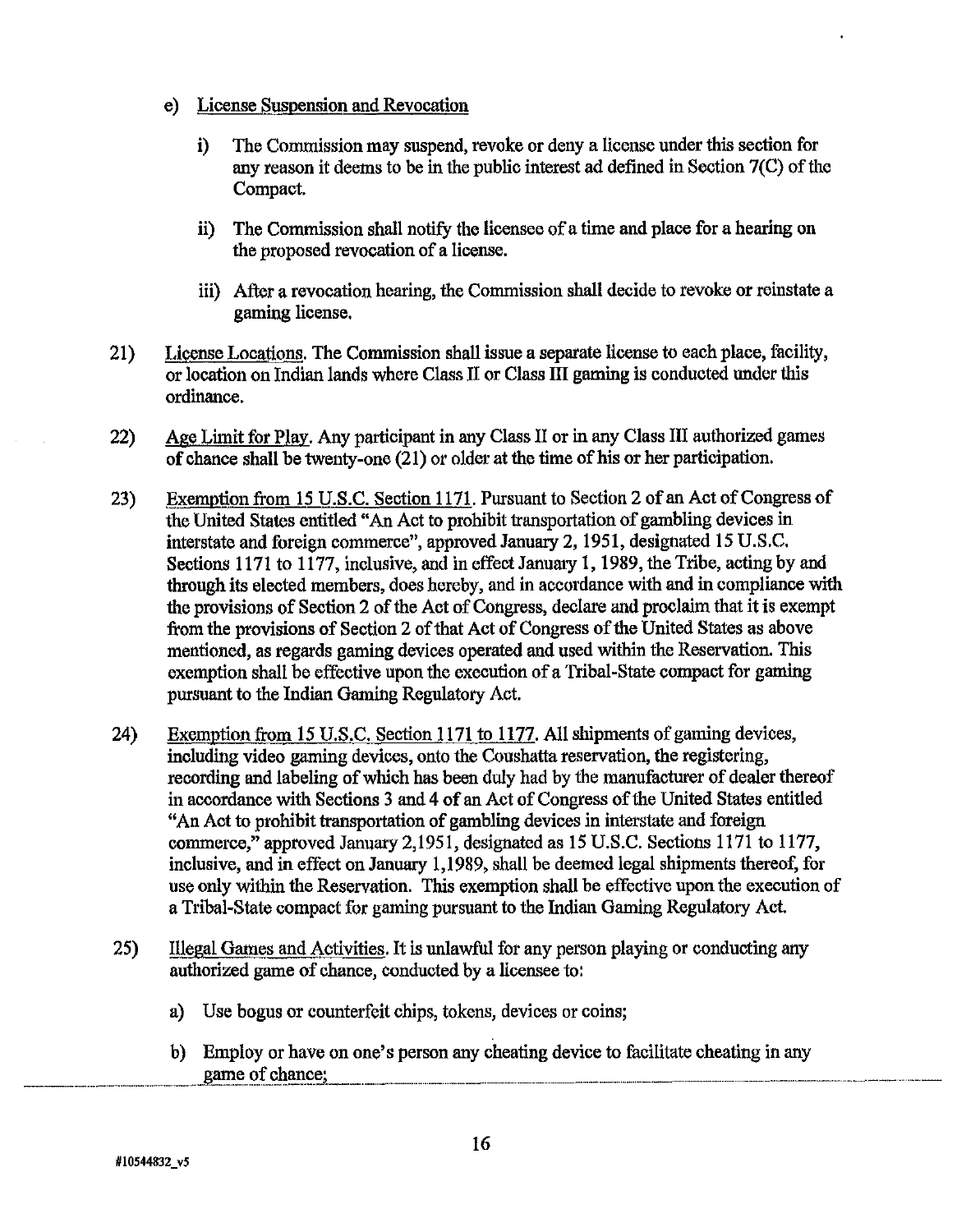e) License Suspension and Revocation

   i) The Commission may suspend, revoke or deny a license under this section for any reason it deems to be in the public interest ad defined in Section 7(C) of the Compact.

   ii) The Commission shall notify the licensee of a time and place for a hearing on the proposed revocation of a license.

   iii) After a revocation hearing, the Commission shall decide to revoke or reinstate a gaming license.

21) License Locations. The Commission shall issue a separate license to each place, facility, or location on Indian lands where Class II or Class III gaming is conducted under this ordinance.

22) Age Limit for Play. Any participant in any Class II or in any Class III authorized games of chance shall be twenty-one (21) or older at the time of his or her participation.

23) Exemption from 15 U.S.C. Section 1171. Pursuant to Section 2 of an Act of Congress of the United States entitled "An Act to prohibit transportation of gambling devices in interstate and foreign commerce", approved January 2, 1951, designated 15 U.S.C. Sections 1171 to 1177, inclusive, and in effect January 1, 1989, the Tribe, acting by and through its elected members, does hereby, and in accordance with and in compliance with the provisions of Section 2 of the Act of Congress, declare and proclaim that it is exempt from the provisions of Section 2 of that Act of Congress of the United States as above mentioned, as regards gaming devices operated and used within the Reservation. This exemption shall be effective upon the execution of a Tribal-State compact for gaming pursuant to the Indian Gaming Regulatory Act.

24) Exemption from 15 U.S.C. Section 1171 to 1177. All shipments of gaming devices, including video gaming devices, onto the Coushatta reservation, the registering, recording and labeling of which has been duly had by the manufacturer of dealer thereof in accordance with Sections 3 and 4 of an Act of Congress of the United States entitled "An Act to prohibit transportation of gambling devices in interstate and foreign commerce," approved January 2,1951, designated as 15 U.S.C. Sections 1171 to 1177, inclusive, and in effect on January 1,1989, shall be deemed legal shipments thereof, for use only within the Reservation. This exemption shall be effective upon the execution of a Tribal-State compact for gaming pursuant to the Indian Gaming Regulatory Act.

25) Illegal Games and Activities. It is unlawful for any person playing or conducting any authorized game of chance, conducted by a licensee to:

   a) Use bogus or counterfeit chips, tokens, devices or coins;

   b) Employ or have on one's person any cheating device to facilitate cheating in any game of chance;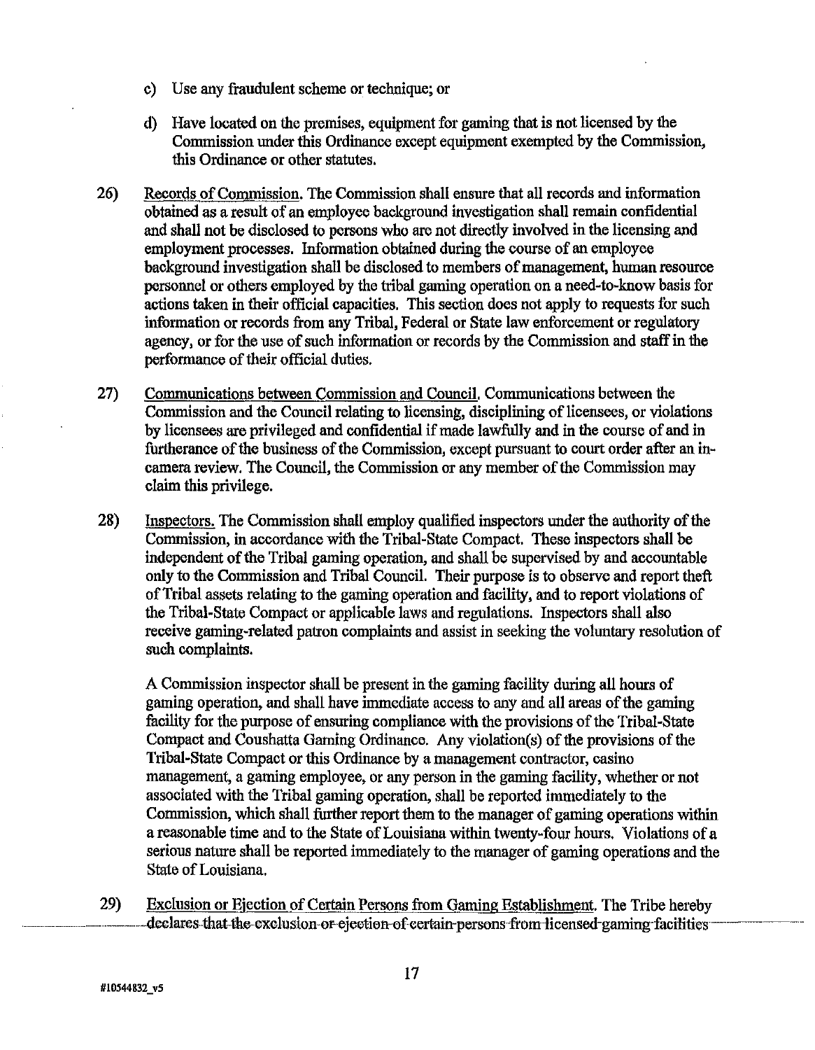c) Use any fraudulent scheme or technique; or

d) Have located on the premises, equipment for gaming that is not licensed by the Commission under this Ordinance except equipment exempted by the Commission, this Ordinance or other statutes.

26) Records of Commission. The Commission shall ensure that all records and information obtained as a result of an employee background investigation shall remain confidential and shall not be disclosed to persons who are not directly involved in the licensing and employment processes. Information obtained during the course of an employee background investigation shall be disclosed to members of management, human resource personnel or others employed by the tribal gaming operation on a need-to-know basis for actions taken in their official capacities. This section does not apply to requests for such information or records from any Tribal, Federal or State law enforcement or regulatory agency, or for the use of such information or records by the Commission and staff in the performance of their official duties.

27) Communications between Commission and Council. Communications between the Commission and the Council relating to licensing, disciplining of licensees, or violations by licensees are privileged and confidential if made lawfully and in the course of and in furtherance of the business of the Commission, except pursuant to court order after an in-camera review. The Council, the Commission or any member of the Commission may claim this privilege.

28) Inspectors. The Commission shall employ qualified inspectors under the authority of the Commission, in accordance with the Tribal-State Compact. These inspectors shall be independent of the Tribal gaming operation, and shall be supervised by and accountable only to the Commission and Tribal Council. Their purpose is to observe and report theft of Tribal assets relating to the gaming operation and facility, and to report violations of the Tribal-State Compact or applicable laws and regulations. Inspectors shall also receive gaming-related patron complaints and assist in seeking the voluntary resolution of such complaints.

A Commission inspector shall be present in the gaming facility during all hours of gaming operation, and shall have immediate access to any and all areas of the gaming facility for the purpose of ensuring compliance with the provisions of the Tribal-State Compact and Coushatta Gaming Ordinance. Any violation(s) of the provisions of the Tribal-State Compact or this Ordinance by a management contractor, casino management, a gaming employee, or any person in the gaming facility, whether or not associated with the Tribal gaming operation, shall be reported immediately to the Commission, which shall further report them to the manager of gaming operations within a reasonable time and to the State of Louisiana within twenty-four hours. Violations of a serious nature shall be reported immediately to the manager of gaming operations and the State of Louisiana.

29) Exclusion or Ejection of Certain Persons from Gaming Establishment. The Tribe hereby declares that the exclusion or ejection of certain persons from licensed gaming facilities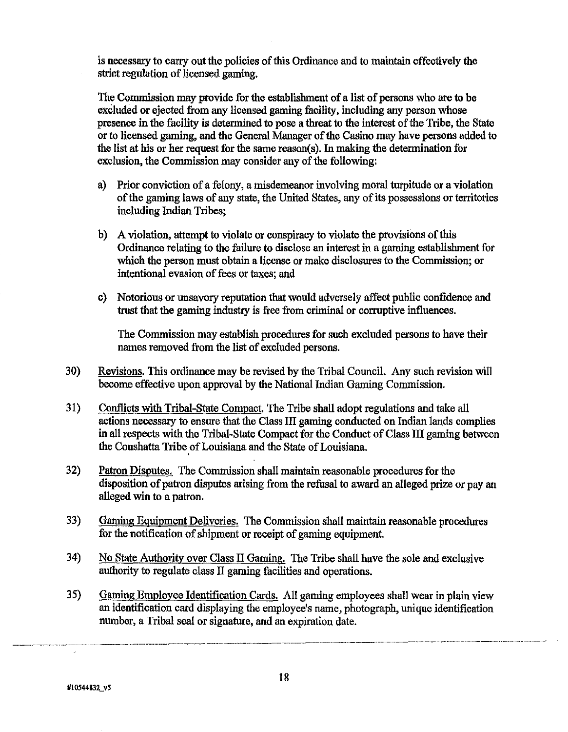is necessary to carry out the policies of this Ordinance and to maintain effectively the strict regulation of licensed gaming.

The Commission may provide for the establishment of a list of persons who are to be excluded or ejected from any licensed gaming facility, including any person whose presence in the facility is determined to pose a threat to the interest of the Tribe, the State or to licensed gaming, and the General Manager of the Casino may have persons added to the list at his or her request for the same reason(s). In making the determination for exclusion, the Commission may consider any of the following:

a) Prior conviction of a felony, a misdemeanor involving moral turpitude or a violation of the gaming laws of any state, the United States, any of its possessions or territories including Indian Tribes;

b) A violation, attempt to violate or conspiracy to violate the provisions of this Ordinance relating to the failure to disclose an interest in a gaming establishment for which the person must obtain a license or make disclosures to the Commission; or intentional evasion of fees or taxes; and

c) Notorious or unsavory reputation that would adversely affect public confidence and trust that the gaming industry is free from criminal or corruptive influences.

The Commission may establish procedures for such excluded persons to have their names removed from the list of excluded persons.

30) Revisions. This ordinance may be revised by the Tribal Council. Any such revision will become effective upon approval by the National Indian Gaming Commission.

31) Conflicts with Tribal-State Compact. The Tribe shall adopt regulations and take all actions necessary to ensure that the Class III gaming conducted on Indian lands complies in all respects with the Tribal-State Compact for the Conduct of Class III gaming between the Coushatta Tribe of Louisiana and the State of Louisiana.

32) Patron Disputes. The Commission shall maintain reasonable procedures for the disposition of patron disputes arising from the refusal to award an alleged prize or pay an alleged win to a patron.

33) Gaming Equipment Deliveries. The Commission shall maintain reasonable procedures for the notification of shipment or receipt of gaming equipment.

34) No State Authority over Class II Gaming. The Tribe shall have the sole and exclusive authority to regulate class II gaming facilities and operations.

35) Gaming Employee Identification Cards. All gaming employees shall wear in plain view an identification card displaying the employee's name, photograph, unique identification number, a Tribal seal or signature, and an expiration date.

#10544832_v5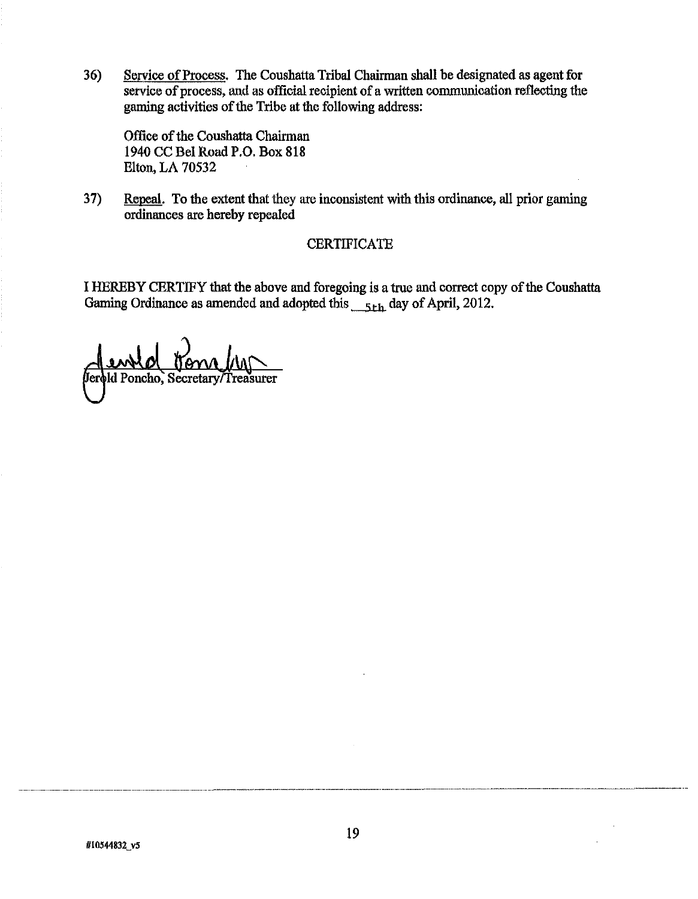36) Service of Process. The Coushatta Tribal Chairman shall be designated as agent for service of process, and as official recipient of a written communication reflecting the gaming activities of the Tribe at the following address:

Office of the Coushatta Chairman
1940 CC Bel Road P.O. Box 818
Elton, LA 70532

37) Repeal. To the extent that they are inconsistent with this ordinance, all prior gaming ordinances are hereby repealed

CERTIFICATE

I HEREBY CERTIFY that the above and foregoing is a true and correct copy of the Coushatta Gaming Ordinance as amended and adopted this 5th day of April, 2012.

Jerold Poncho, Secretary/Treasurer

#10544832_v5